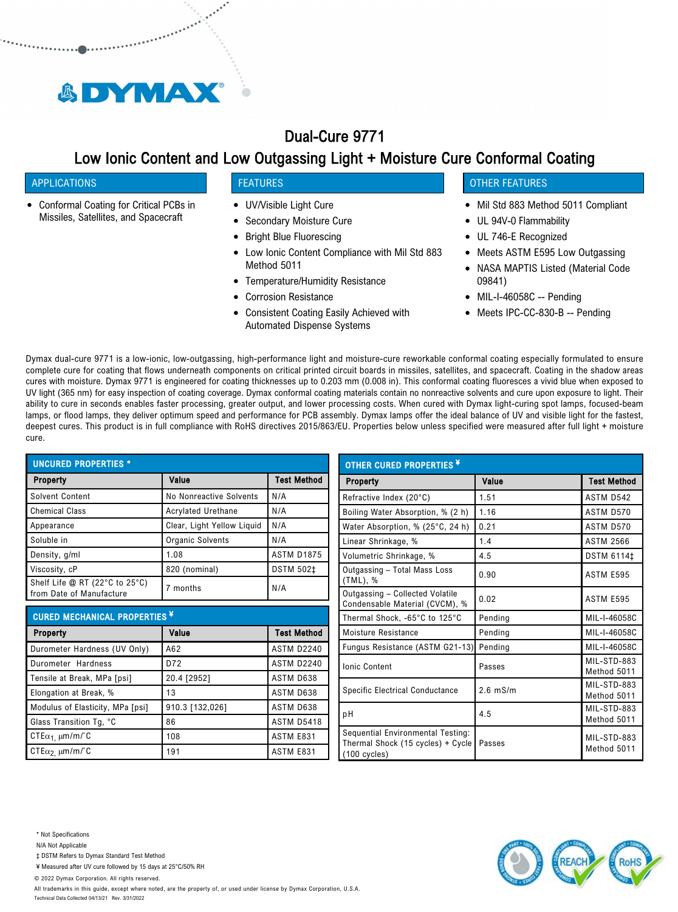# Dual-Cure 9771

## Low Ionic Content and Low Outgassing Light + Moisture Cure Conformal Coating

### APPLICATIONS

- Conformal Coating for Critical PCBs in Missiles, Satellites, and Spacecraft

### FEATURES

- UV/Visible Light Cure
- Secondary Moisture Cure
- Bright Blue Fluorescing
- Low Ionic Content Compliance with Mil Std 883 Method 5011
- Temperature/Humidity Resistance
- Corrosion Resistance
- Consistent Coating Easily Achieved with Automated Dispense Systems

### OTHER FEATURES

- Mil Std 883 Method 5011 Compliant
- UL 94V-0 Flammability
- UL 746-E Recognized
- Meets ASTM E595 Low Outgassing
- NASA MAPTIS Listed (Material Code 09841)
- MIL-I-46058C -- Pending
- Meets IPC-CC-830-B -- Pending

Dymax dual-cure 9771 is a low-ionic, low-outgassing, high-performance light and moisture-cure reworkable conformal coating especially formulated to ensure complete cure for coating that flows underneath components on critical printed circuit boards in missiles, satellites, and spacecraft. Coating in the shadow areas cures with moisture. Dymax 9771 is engineered for coating thicknesses up to 0.203 mm (0.008 in). This conformal coating fluoresces a vivid blue when exposed to UV light (365 nm) for easy inspection of coating coverage. Dymax conformal coating materials contain no nonreactive solvents and cure upon exposure to light. Their ability to cure in seconds enables faster processing, greater output, and lower processing costs. When cured with Dymax light-curing spot lamps, focused-beam lamps, or flood lamps, they deliver optimum speed and performance for PCB assembly. Dymax lamps offer the ideal balance of UV and visible light for the fastest, deepest cures. This product is in full compliance with RoHS directives 2015/863/EU. Properties below unless specified were measured after full light + moisture cure.

### UNCURED PROPERTIES *

| Property | Value | Test Method |
|---|---|---|
| Solvent Content | No Nonreactive Solvents | N/A |
| Chemical Class | Acrylated Urethane | N/A |
| Appearance | Clear, Light Yellow Liquid | N/A |
| Soluble in | Organic Solvents | N/A |
| Density, g/ml | 1.08 | ASTM D1875 |
| Viscosity, cP | 820 (nominal) | DSTM 502‡ |
| Shelf Life @ RT (22°C to 25°C) from Date of Manufacture | 7 months | N/A |

### CURED MECHANICAL PROPERTIES ¥

| Property | Value | Test Method |
|---|---|---|
| Durometer Hardness (UV Only) | A62 | ASTM D2240 |
| Durometer Hardness | D72 | ASTM D2240 |
| Tensile at Break, MPa [psi] | 20.4 [2952] | ASTM D638 |
| Elongation at Break, % | 13 | ASTM D638 |
| Modulus of Elasticity, MPa [psi] | 910.3 [132,026] | ASTM D638 |
| Glass Transition Tg, °C | 86 | ASTM D5418 |
| CTE$\alpha_1$, µm/m/°C | 108 | ASTM E831 |
| CTE$\alpha_2$, µm/m/°C | 191 | ASTM E831 |

### OTHER CURED PROPERTIES ¥

| Property | Value | Test Method |
|---|---|---|
| Refractive Index (20°C) | 1.51 | ASTM D542 |
| Boiling Water Absorption, % (2 h) | 1.16 | ASTM D570 |
| Water Absorption, % (25°C, 24 h) | 0.21 | ASTM D570 |
| Linear Shrinkage, % | 1.4 | ASTM 2566 |
| Volumetric Shrinkage, % | 4.5 | DSTM 6114‡ |
| Outgassing – Total Mass Loss (TML), % | 0.90 | ASTM E595 |
| Outgassing – Collected Volatile Condensable Material (CVCM), % | 0.02 | ASTM E595 |
| Thermal Shock, -65°C to 125°C | Pending | MIL-I-46058C |
| Moisture Resistance | Pending | MIL-I-46058C |
| Fungus Resistance (ASTM G21-13) | Pending | MIL-I-46058C |
| Ionic Content | Passes | MIL-STD-883 Method 5011 |
| Specific Electrical Conductance | 2.6 mS/m | MIL-STD-883 Method 5011 |
| pH | 4.5 | MIL-STD-883 Method 5011 |
| Sequential Environmental Testing: Thermal Shock (15 cycles) + Cycle (100 cycles) | Passes | MIL-STD-883 Method 5011 |

\* Not Specifications

N/A Not Applicable

‡ DSTM Refers to Dymax Standard Test Method

¥ Measured after UV cure followed by 15 days at 25°C/50% RH

© 2022 Dymax Corporation. All rights reserved.

All trademarks in this guide, except where noted, are the property of, or used under license by Dymax Corporation, U.S.A.

Technical Data Collected 04/13/21 Rev. 3/31/2022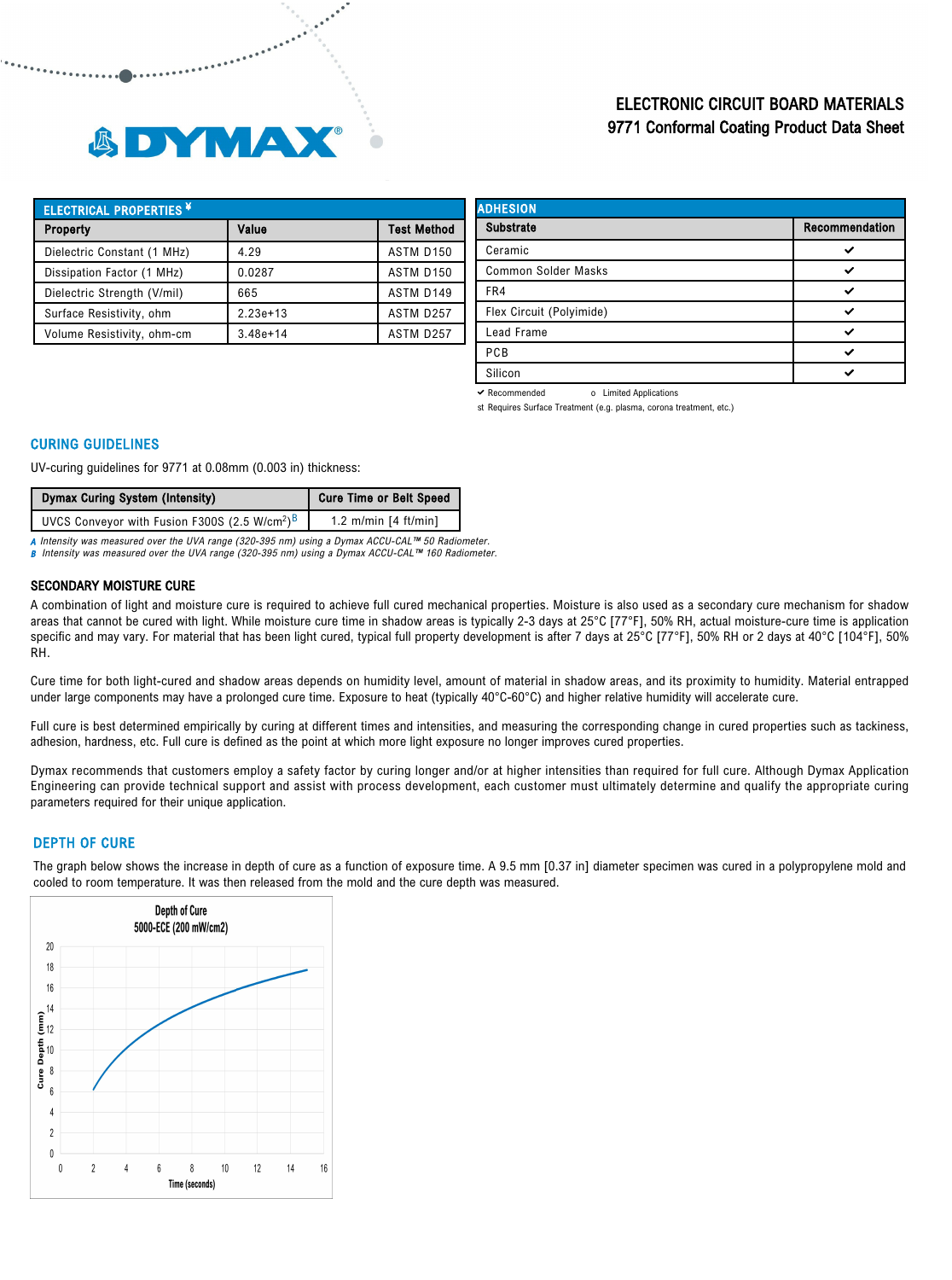ELECTRONIC CIRCUIT BOARD MATERIALS
9771 Conformal Coating Product Data Sheet

| ELECTRICAL PROPERTIES ¥ | | |
|---|---|---|
| **Property** | **Value** | **Test Method** |
| Dielectric Constant (1 MHz) | 4.29 | ASTM D150 |
| Dissipation Factor (1 MHz) | 0.0287 | ASTM D150 |
| Dielectric Strength (V/mil) | 665 | ASTM D149 |
| Surface Resistivity, ohm | 2.23e+13 | ASTM D257 |
| Volume Resistivity, ohm-cm | 3.48e+14 | ASTM D257 |

| ADHESION | |
|---|---|
| **Substrate** | **Recommendation** |
| Ceramic | ✔ |
| Common Solder Masks | ✔ |
| FR4 | ✔ |
| Flex Circuit (Polyimide) | ✔ |
| Lead Frame | ✔ |
| PCB | ✔ |
| Silicon | ✔ |

✔ Recommended   o Limited Applications
st Requires Surface Treatment (e.g. plasma, corona treatment, etc.)

## CURING GUIDELINES

UV-curing guidelines for 9771 at 0.08mm (0.003 in) thickness:

| Dymax Curing System (Intensity) | Cure Time or Belt Speed |
|---|---|
| UVCS Conveyor with Fusion F300S (2.5 W/cm²)[B] | 1.2 m/min [4 ft/min] |

*A Intensity was measured over the UVA range (320-395 nm) using a Dymax ACCU-CAL™ 50 Radiometer.*
*B Intensity was measured over the UVA range (320-395 nm) using a Dymax ACCU-CAL™ 160 Radiometer.*

### SECONDARY MOISTURE CURE

A combination of light and moisture cure is required to achieve full cured mechanical properties. Moisture is also used as a secondary cure mechanism for shadow areas that cannot be cured with light. While moisture cure time in shadow areas is typically 2-3 days at 25°C [77°F], 50% RH, actual moisture-cure time is application specific and may vary. For material that has been light cured, typical full property development is after 7 days at 25°C [77°F], 50% RH or 2 days at 40°C [104°F], 50% RH.

Cure time for both light-cured and shadow areas depends on humidity level, amount of material in shadow areas, and its proximity to humidity. Material entrapped under large components may have a prolonged cure time. Exposure to heat (typically 40°C-60°C) and higher relative humidity will accelerate cure.

Full cure is best determined empirically by curing at different times and intensities, and measuring the corresponding change in cured properties such as tackiness, adhesion, hardness, etc. Full cure is defined as the point at which more light exposure no longer improves cured properties.

Dymax recommends that customers employ a safety factor by curing longer and/or at higher intensities than required for full cure. Although Dymax Application Engineering can provide technical support and assist with process development, each customer must ultimately determine and qualify the appropriate curing parameters required for their unique application.

## DEPTH OF CURE

The graph below shows the increase in depth of cure as a function of exposure time. A 9.5 mm [0.37 in] diameter specimen was cured in a polypropylene mold and cooled to room temperature. It was then released from the mold and the cure depth was measured.

Depth of Cure
5000-ECE (200 mW/cm2)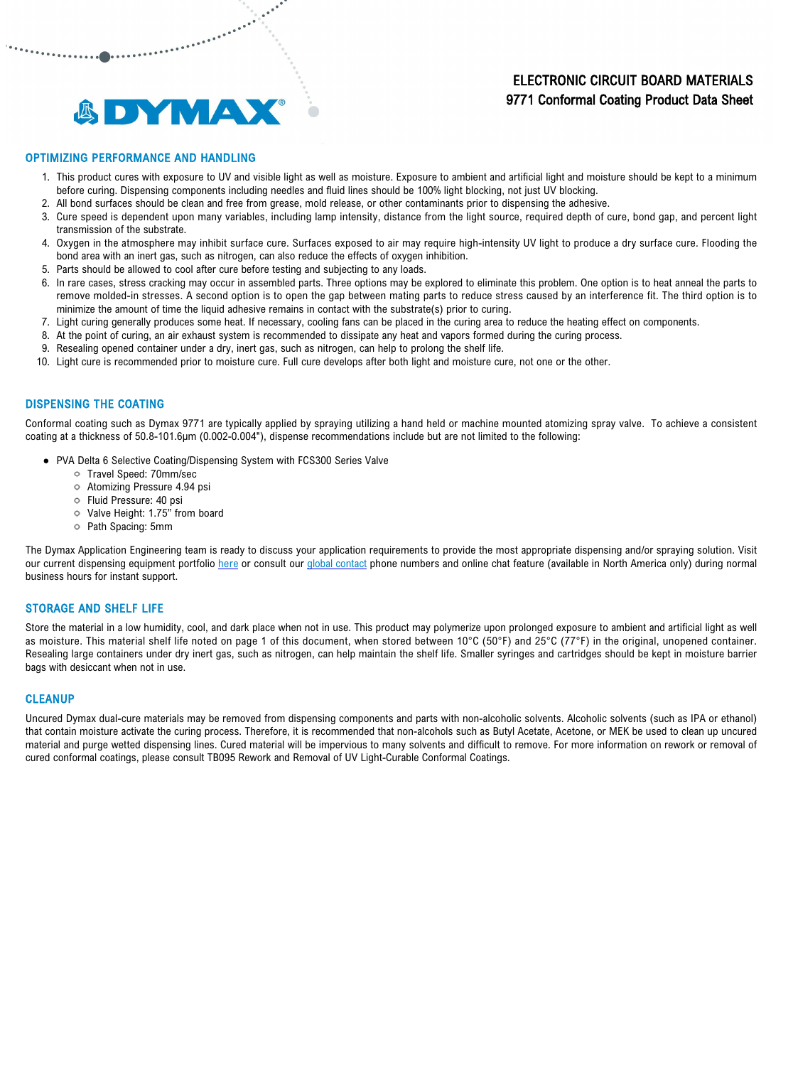## OPTIMIZING PERFORMANCE AND HANDLING

1. This product cures with exposure to UV and visible light as well as moisture. Exposure to ambient and artificial light and moisture should be kept to a minimum before curing. Dispensing components including needles and fluid lines should be 100% light blocking, not just UV blocking.
2. All bond surfaces should be clean and free from grease, mold release, or other contaminants prior to dispensing the adhesive.
3. Cure speed is dependent upon many variables, including lamp intensity, distance from the light source, required depth of cure, bond gap, and percent light transmission of the substrate.
4. Oxygen in the atmosphere may inhibit surface cure. Surfaces exposed to air may require high-intensity UV light to produce a dry surface cure. Flooding the bond area with an inert gas, such as nitrogen, can also reduce the effects of oxygen inhibition.
5. Parts should be allowed to cool after cure before testing and subjecting to any loads.
6. In rare cases, stress cracking may occur in assembled parts. Three options may be explored to eliminate this problem. One option is to heat anneal the parts to remove molded-in stresses. A second option is to open the gap between mating parts to reduce stress caused by an interference fit. The third option is to minimize the amount of time the liquid adhesive remains in contact with the substrate(s) prior to curing.
7. Light curing generally produces some heat. If necessary, cooling fans can be placed in the curing area to reduce the heating effect on components.
8. At the point of curing, an air exhaust system is recommended to dissipate any heat and vapors formed during the curing process.
9. Resealing opened container under a dry, inert gas, such as nitrogen, can help to prolong the shelf life.
10. Light cure is recommended prior to moisture cure. Full cure develops after both light and moisture cure, not one or the other.

## DISPENSING THE COATING

Conformal coating such as Dymax 9771 are typically applied by spraying utilizing a hand held or machine mounted atomizing spray valve. To achieve a consistent coating at a thickness of 50.8-101.6µm (0.002-0.004"), dispense recommendations include but are not limited to the following:

- PVA Delta 6 Selective Coating/Dispensing System with FCS300 Series Valve
  - Travel Speed: 70mm/sec
  - Atomizing Pressure 4.94 psi
  - Fluid Pressure: 40 psi
  - Valve Height: 1.75" from board
  - Path Spacing: 5mm

The Dymax Application Engineering team is ready to discuss your application requirements to provide the most appropriate dispensing and/or spraying solution. Visit our current dispensing equipment portfolio here or consult our global contact phone numbers and online chat feature (available in North America only) during normal business hours for instant support.

## STORAGE AND SHELF LIFE

Store the material in a low humidity, cool, and dark place when not in use. This product may polymerize upon prolonged exposure to ambient and artificial light as well as moisture. This material shelf life noted on page 1 of this document, when stored between 10°C (50°F) and 25°C (77°F) in the original, unopened container. Resealing large containers under dry inert gas, such as nitrogen, can help maintain the shelf life. Smaller syringes and cartridges should be kept in moisture barrier bags with desiccant when not in use.

## CLEANUP

Uncured Dymax dual-cure materials may be removed from dispensing components and parts with non-alcoholic solvents. Alcoholic solvents (such as IPA or ethanol) that contain moisture activate the curing process. Therefore, it is recommended that non-alcohols such as Butyl Acetate, Acetone, or MEK be used to clean up uncured material and purge wetted dispensing lines. Cured material will be impervious to many solvents and difficult to remove. For more information on rework or removal of cured conformal coatings, please consult TB095 Rework and Removal of UV Light-Curable Conformal Coatings.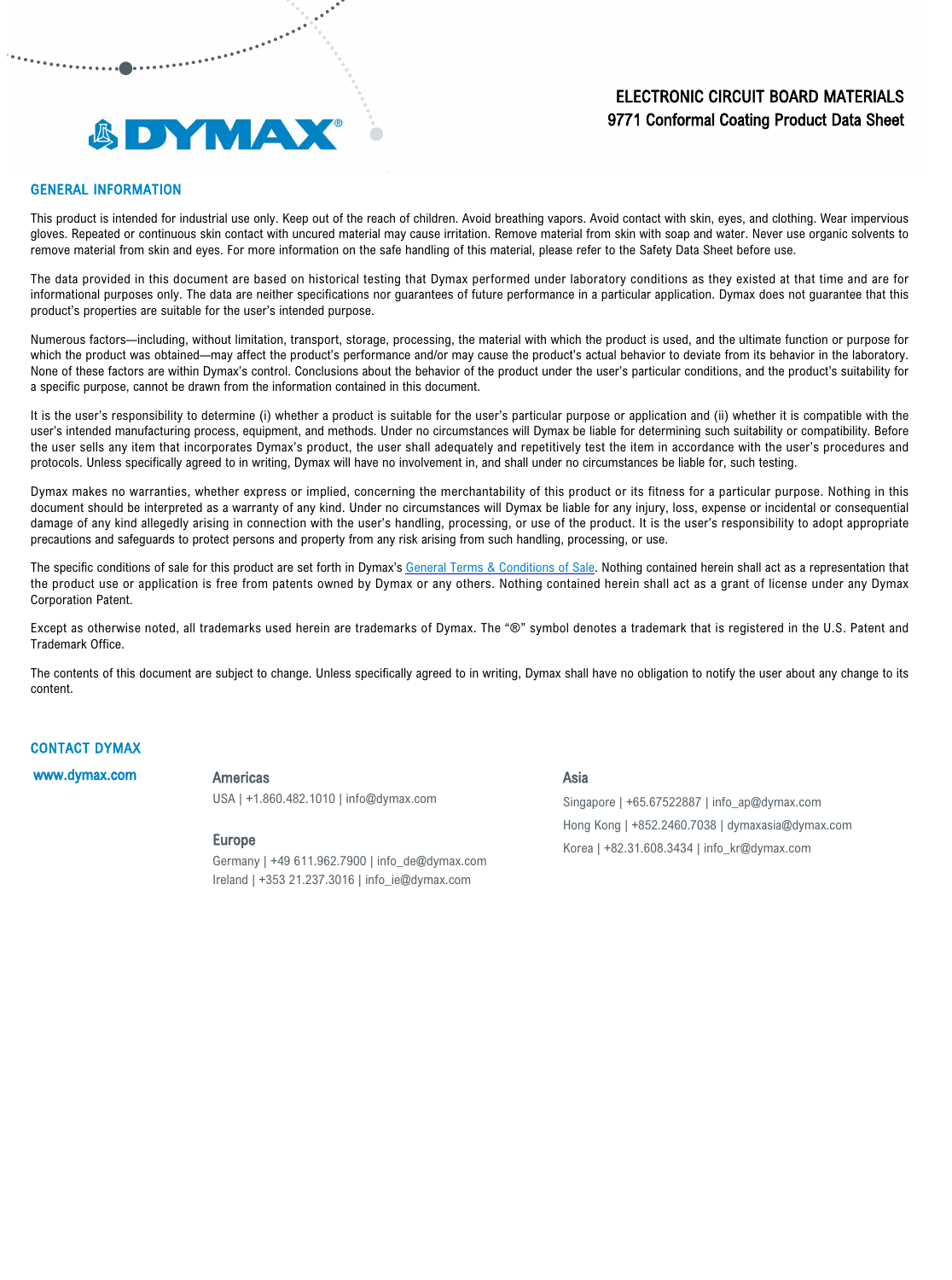## GENERAL INFORMATION

This product is intended for industrial use only. Keep out of the reach of children. Avoid breathing vapors. Avoid contact with skin, eyes, and clothing. Wear impervious gloves. Repeated or continuous skin contact with uncured material may cause irritation. Remove material from skin with soap and water. Never use organic solvents to remove material from skin and eyes. For more information on the safe handling of this material, please refer to the Safety Data Sheet before use.

The data provided in this document are based on historical testing that Dymax performed under laboratory conditions as they existed at that time and are for informational purposes only. The data are neither specifications nor guarantees of future performance in a particular application. Dymax does not guarantee that this product's properties are suitable for the user's intended purpose.

Numerous factors—including, without limitation, transport, storage, processing, the material with which the product is used, and the ultimate function or purpose for which the product was obtained—may affect the product's performance and/or may cause the product's actual behavior to deviate from its behavior in the laboratory. None of these factors are within Dymax's control. Conclusions about the behavior of the product under the user's particular conditions, and the product's suitability for a specific purpose, cannot be drawn from the information contained in this document.

It is the user's responsibility to determine (i) whether a product is suitable for the user's particular purpose or application and (ii) whether it is compatible with the user's intended manufacturing process, equipment, and methods. Under no circumstances will Dymax be liable for determining such suitability or compatibility. Before the user sells any item that incorporates Dymax's product, the user shall adequately and repetitively test the item in accordance with the user's procedures and protocols. Unless specifically agreed to in writing, Dymax will have no involvement in, and shall under no circumstances be liable for, such testing.

Dymax makes no warranties, whether express or implied, concerning the merchantability of this product or its fitness for a particular purpose. Nothing in this document should be interpreted as a warranty of any kind. Under no circumstances will Dymax be liable for any injury, loss, expense or incidental or consequential damage of any kind allegedly arising in connection with the user's handling, processing, or use of the product. It is the user's responsibility to adopt appropriate precautions and safeguards to protect persons and property from any risk arising from such handling, processing, or use.

The specific conditions of sale for this product are set forth in Dymax's General Terms & Conditions of Sale. Nothing contained herein shall act as a representation that the product use or application is free from patents owned by Dymax or any others. Nothing contained herein shall act as a grant of license under any Dymax Corporation Patent.

Except as otherwise noted, all trademarks used herein are trademarks of Dymax. The "®" symbol denotes a trademark that is registered in the U.S. Patent and Trademark Office.

The contents of this document are subject to change. Unless specifically agreed to in writing, Dymax shall have no obligation to notify the user about any change to its content.

## CONTACT DYMAX

www.dymax.com

### Americas

USA | +1.860.482.1010 | info@dymax.com

### Europe

Germany | +49 611.962.7900 | info_de@dymax.com

Ireland | +353 21.237.3016 | info_ie@dymax.com

### Asia

Singapore | +65.67522887 | info_ap@dymax.com

Hong Kong | +852.2460.7038 | dymaxasia@dymax.com

Korea | +82.31.608.3434 | info_kr@dymax.com